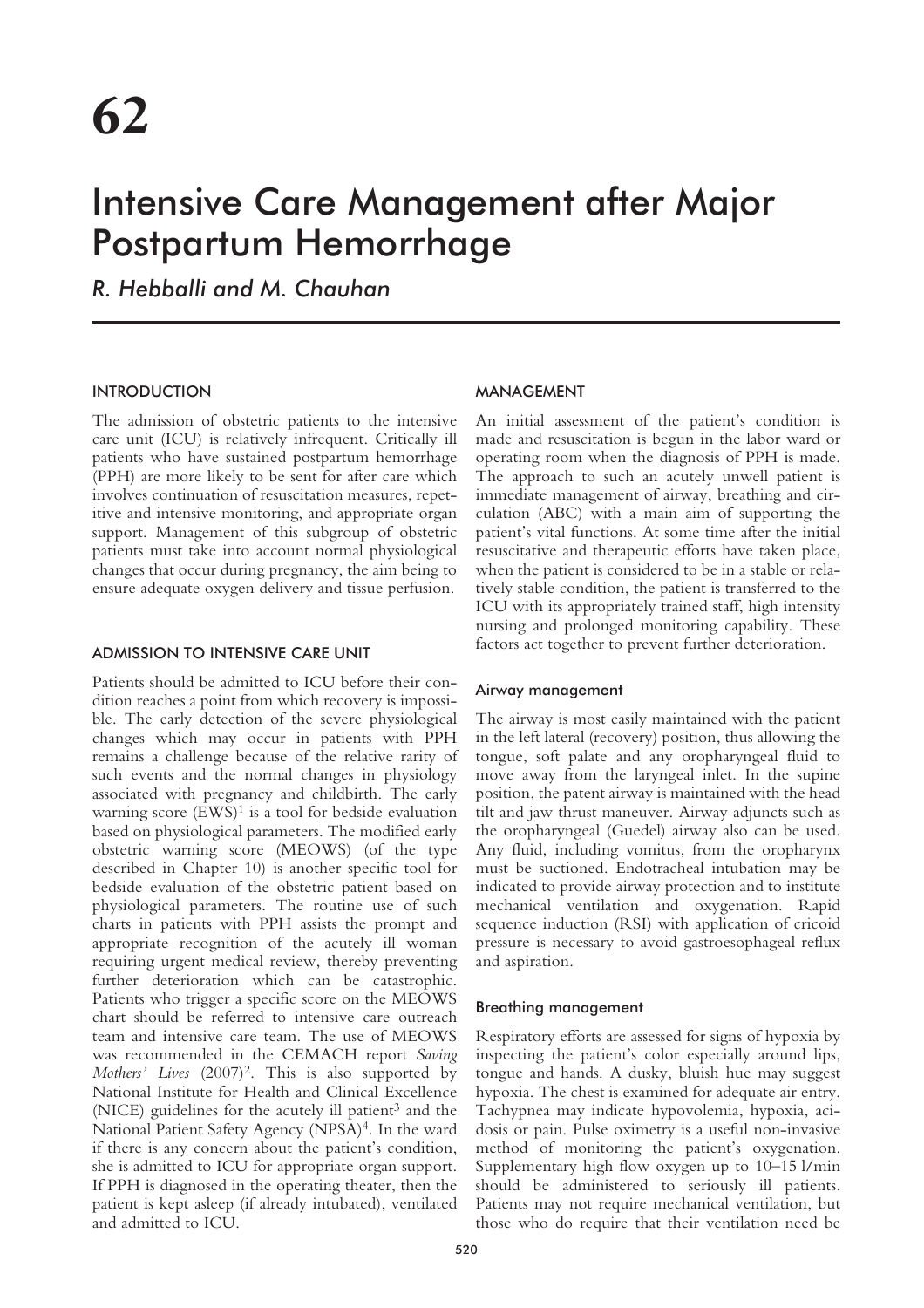# 62

# Intensive Care Management after Major Postpartum Hemorrhage

*R. Hebballi and M. Chauhan*

## INTRODUCTION

The admission of obstetric patients to the intensive care unit (ICU) is relatively infrequent. Critically ill patients who have sustained postpartum hemorrhage (PPH) are more likely to be sent for after care which involves continuation of resuscitation measures, repetitive and intensive monitoring, and appropriate organ support. Management of this subgroup of obstetric patients must take into account normal physiological changes that occur during pregnancy, the aim being to ensure adequate oxygen delivery and tissue perfusion.

## ADMISSION TO INTENSIVE CARE UNIT

Patients should be admitted to ICU before their condition reaches a point from which recovery is impossible. The early detection of the severe physiological changes which may occur in patients with PPH remains a challenge because of the relative rarity of such events and the normal changes in physiology associated with pregnancy and childbirth. The early warning score (EWS)[1] is a tool for bedside evaluation based on physiological parameters. The modified early obstetric warning score (MEOWS) (of the type described in Chapter 10) is another specific tool for bedside evaluation of the obstetric patient based on physiological parameters. The routine use of such charts in patients with PPH assists the prompt and appropriate recognition of the acutely ill woman requiring urgent medical review, thereby preventing further deterioration which can be catastrophic. Patients who trigger a specific score on the MEOWS chart should be referred to intensive care outreach team and intensive care team. The use of MEOWS was recommended in the CEMACH report *Saving Mothers' Lives* (2007)[2]. This is also supported by National Institute for Health and Clinical Excellence (NICE) guidelines for the acutely ill patient[3] and the National Patient Safety Agency (NPSA)[4]. In the ward if there is any concern about the patient's condition, she is admitted to ICU for appropriate organ support. If PPH is diagnosed in the operating theater, then the patient is kept asleep (if already intubated), ventilated and admitted to ICU.

## MANAGEMENT

An initial assessment of the patient's condition is made and resuscitation is begun in the labor ward or operating room when the diagnosis of PPH is made. The approach to such an acutely unwell patient is immediate management of airway, breathing and circulation (ABC) with a main aim of supporting the patient's vital functions. At some time after the initial resuscitative and therapeutic efforts have taken place, when the patient is considered to be in a stable or relatively stable condition, the patient is transferred to the ICU with its appropriately trained staff, high intensity nursing and prolonged monitoring capability. These factors act together to prevent further deterioration.

### Airway management

The airway is most easily maintained with the patient in the left lateral (recovery) position, thus allowing the tongue, soft palate and any oropharyngeal fluid to move away from the laryngeal inlet. In the supine position, the patent airway is maintained with the head tilt and jaw thrust maneuver. Airway adjuncts such as the oropharyngeal (Guedel) airway also can be used. Any fluid, including vomitus, from the oropharynx must be suctioned. Endotracheal intubation may be indicated to provide airway protection and to institute mechanical ventilation and oxygenation. Rapid sequence induction (RSI) with application of cricoid pressure is necessary to avoid gastroesophageal reflux and aspiration.

### Breathing management

Respiratory efforts are assessed for signs of hypoxia by inspecting the patient's color especially around lips, tongue and hands. A dusky, bluish hue may suggest hypoxia. The chest is examined for adequate air entry. Tachypnea may indicate hypovolemia, hypoxia, acidosis or pain. Pulse oximetry is a useful non-invasive method of monitoring the patient's oxygenation. Supplementary high flow oxygen up to 10–15 l/min should be administered to seriously ill patients. Patients may not require mechanical ventilation, but those who do require that their ventilation need be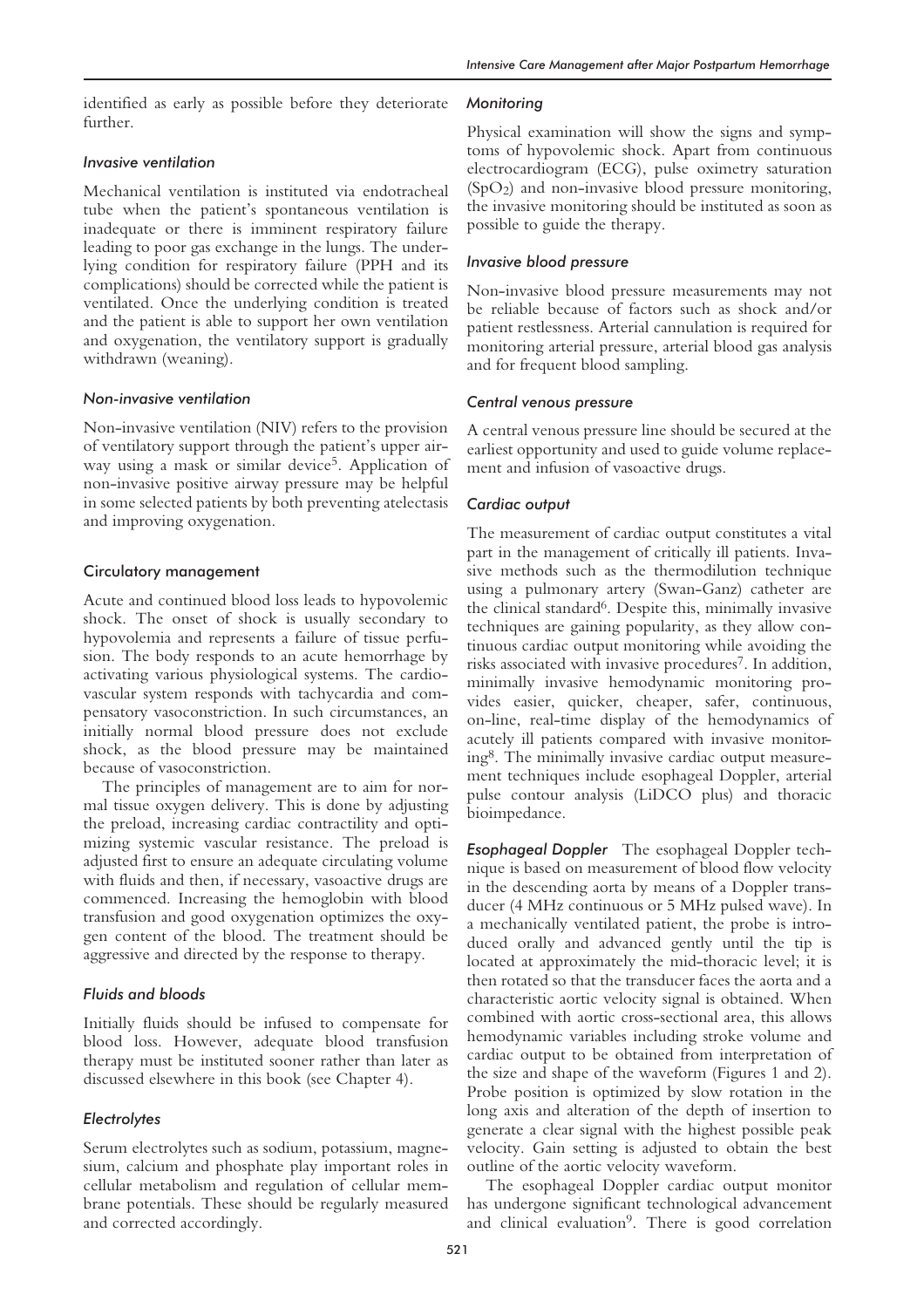identified as early as possible before they deteriorate further.

### *Invasive ventilation*

Mechanical ventilation is instituted via endotracheal tube when the patient's spontaneous ventilation is inadequate or there is imminent respiratory failure leading to poor gas exchange in the lungs. The underlying condition for respiratory failure (PPH and its complications) should be corrected while the patient is ventilated. Once the underlying condition is treated and the patient is able to support her own ventilation and oxygenation, the ventilatory support is gradually withdrawn (weaning).

### *Non-invasive ventilation*

Non-invasive ventilation (NIV) refers to the provision of ventilatory support through the patient's upper airway using a mask or similar device[5]. Application of non-invasive positive airway pressure may be helpful in some selected patients by both preventing atelectasis and improving oxygenation.

## Circulatory management

Acute and continued blood loss leads to hypovolemic shock. The onset of shock is usually secondary to hypovolemia and represents a failure of tissue perfusion. The body responds to an acute hemorrhage by activating various physiological systems. The cardiovascular system responds with tachycardia and compensatory vasoconstriction. In such circumstances, an initially normal blood pressure does not exclude shock, as the blood pressure may be maintained because of vasoconstriction.

The principles of management are to aim for normal tissue oxygen delivery. This is done by adjusting the preload, increasing cardiac contractility and optimizing systemic vascular resistance. The preload is adjusted first to ensure an adequate circulating volume with fluids and then, if necessary, vasoactive drugs are commenced. Increasing the hemoglobin with blood transfusion and good oxygenation optimizes the oxygen content of the blood. The treatment should be aggressive and directed by the response to therapy.

### *Fluids and bloods*

Initially fluids should be infused to compensate for blood loss. However, adequate blood transfusion therapy must be instituted sooner rather than later as discussed elsewhere in this book (see Chapter 4).

### *Electrolytes*

Serum electrolytes such as sodium, potassium, magnesium, calcium and phosphate play important roles in cellular metabolism and regulation of cellular membrane potentials. These should be regularly measured and corrected accordingly.

### *Monitoring*

Physical examination will show the signs and symptoms of hypovolemic shock. Apart from continuous electrocardiogram (ECG), pulse oximetry saturation ($SpO_2$) and non-invasive blood pressure monitoring, the invasive monitoring should be instituted as soon as possible to guide the therapy.

### *Invasive blood pressure*

Non-invasive blood pressure measurements may not be reliable because of factors such as shock and/or patient restlessness. Arterial cannulation is required for monitoring arterial pressure, arterial blood gas analysis and for frequent blood sampling.

### *Central venous pressure*

A central venous pressure line should be secured at the earliest opportunity and used to guide volume replacement and infusion of vasoactive drugs.

### *Cardiac output*

The measurement of cardiac output constitutes a vital part in the management of critically ill patients. Invasive methods such as the thermodilution technique using a pulmonary artery (Swan-Ganz) catheter are the clinical standard[6]. Despite this, minimally invasive techniques are gaining popularity, as they allow continuous cardiac output monitoring while avoiding the risks associated with invasive procedures[7]. In addition, minimally invasive hemodynamic monitoring provides easier, quicker, cheaper, safer, continuous, on-line, real-time display of the hemodynamics of acutely ill patients compared with invasive monitoring[8]. The minimally invasive cardiac output measurement techniques include esophageal Doppler, arterial pulse contour analysis (LiDCO plus) and thoracic bioimpedance.

***Esophageal Doppler*** The esophageal Doppler technique is based on measurement of blood flow velocity in the descending aorta by means of a Doppler transducer (4 MHz continuous or 5 MHz pulsed wave). In a mechanically ventilated patient, the probe is introduced orally and advanced gently until the tip is located at approximately the mid-thoracic level; it is then rotated so that the transducer faces the aorta and a characteristic aortic velocity signal is obtained. When combined with aortic cross-sectional area, this allows hemodynamic variables including stroke volume and cardiac output to be obtained from interpretation of the size and shape of the waveform (Figures 1 and 2). Probe position is optimized by slow rotation in the long axis and alteration of the depth of insertion to generate a clear signal with the highest possible peak velocity. Gain setting is adjusted to obtain the best outline of the aortic velocity waveform.

The esophageal Doppler cardiac output monitor has undergone significant technological advancement and clinical evaluation[9]. There is good correlation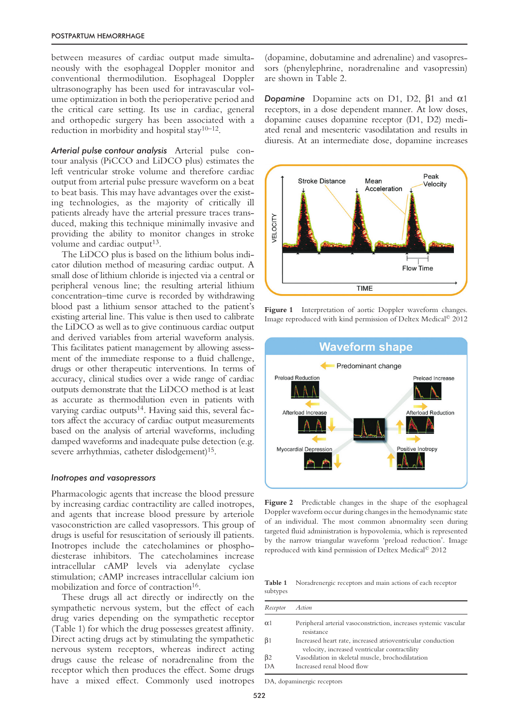between measures of cardiac output made simultaneously with the esophageal Doppler monitor and conventional thermodilution. Esophageal Doppler ultrasonography has been used for intravascular volume optimization in both the perioperative period and the critical care setting. Its use in cardiac, general and orthopedic surgery has been associated with a reduction in morbidity and hospital stay[10–12].

***Arterial pulse contour analysis*** Arterial pulse contour analysis (PiCCO and LiDCO plus) estimates the left ventricular stroke volume and therefore cardiac output from arterial pulse pressure waveform on a beat to beat basis. This may have advantages over the existing technologies, as the majority of critically ill patients already have the arterial pressure traces transduced, making this technique minimally invasive and providing the ability to monitor changes in stroke volume and cardiac output[13].

The LiDCO plus is based on the lithium bolus indicator dilution method of measuring cardiac output. A small dose of lithium chloride is injected via a central or peripheral venous line; the resulting arterial lithium concentration–time curve is recorded by withdrawing blood past a lithium sensor attached to the patient's existing arterial line. This value is then used to calibrate the LiDCO as well as to give continuous cardiac output and derived variables from arterial waveform analysis. This facilitates patient management by allowing assessment of the immediate response to a fluid challenge, drugs or other therapeutic interventions. In terms of accuracy, clinical studies over a wide range of cardiac outputs demonstrate that the LiDCO method is at least as accurate as thermodilution even in patients with varying cardiac outputs[14]. Having said this, several factors affect the accuracy of cardiac output measurements based on the analysis of arterial waveforms, including damped waveforms and inadequate pulse detection (e.g. severe arrhythmias, catheter dislodgement)[15].

### *Inotropes and vasopressors*

Pharmacologic agents that increase the blood pressure by increasing cardiac contractility are called inotropes, and agents that increase blood pressure by arteriole vasoconstriction are called vasopressors. This group of drugs is useful for resuscitation of seriously ill patients. Inotropes include the catecholamines or phosphodiesterase inhibitors. The catecholamines increase intracellular cAMP levels via adenylate cyclase stimulation; cAMP increases intracellular calcium ion mobilization and force of contraction[16].

These drugs all act directly or indirectly on the sympathetic nervous system, but the effect of each drug varies depending on the sympathetic receptor (Table 1) for which the drug possesses greatest affinity. Direct acting drugs act by stimulating the sympathetic nervous system receptors, whereas indirect acting drugs cause the release of noradrenaline from the receptor which then produces the effect. Some drugs have a mixed effect. Commonly used inotropes (dopamine, dobutamine and adrenaline) and vasopressors (phenylephrine, noradrenaline and vasopressin) are shown in Table 2.

***Dopamine*** Dopamine acts on D1, D2, β1 and α1 receptors, in a dose dependent manner. At low doses, dopamine causes dopamine receptor (D1, D2) mediated renal and mesenteric vasodilatation and results in diuresis. At an intermediate dose, dopamine increases

Stroke Distance
Mean Acceleration
Peak Velocity
VELOCITY
Flow Time
TIME

**Figure 1** Interpretation of aortic Doppler waveform changes. Image reproduced with kind permission of Deltex Medical© 2012

Waveform shape
Predominant change
Preload Reduction
Preload Increase
Afterload Increase
Afterload Reduction
Myocardial Depression
Positive Inotropy

**Figure 2** Predictable changes in the shape of the esophageal Doppler waveform occur during changes in the hemodynamic state of an individual. The most common abnormality seen during targeted fluid administration is hypovolemia, which is represented by the narrow triangular waveform 'preload reduction'. Image reproduced with kind permission of Deltex Medical© 2012

**Table 1** Noradrenergic receptors and main actions of each receptor subtypes

| *Receptor* | *Action* |
|---|---|
| α1 | Peripheral arterial vasoconstriction, increases systemic vascular resistance |
| β1 | Increased heart rate, increased atrioventricular conduction velocity, increased ventricular contractility |
| β2 | Vasodilation in skeletal muscle, brochodilatation |
| DA | Increased renal blood flow |

DA, dopaminergic receptors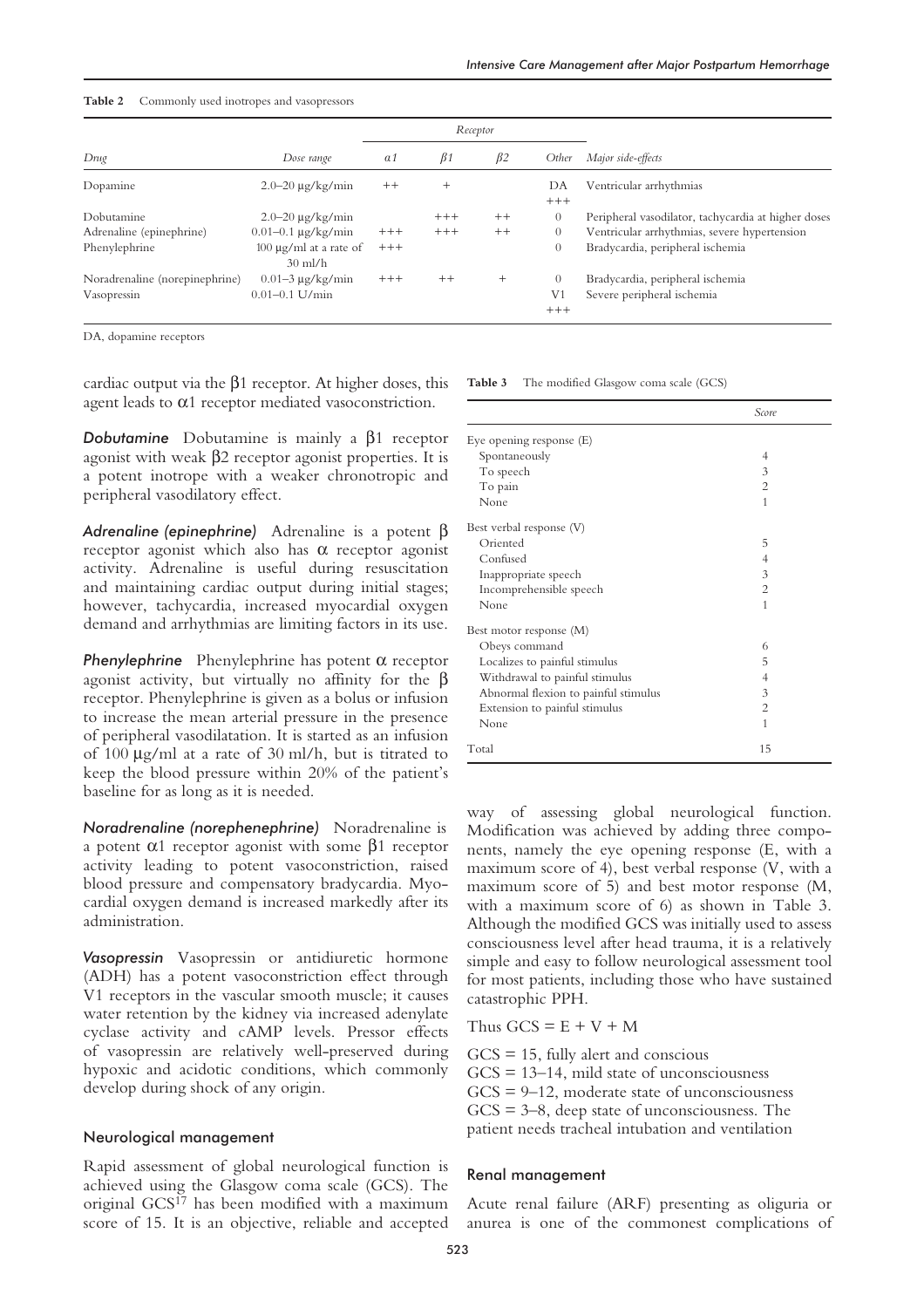**Table 2** Commonly used inotropes and vasopressors

| Drug | Dose range | Receptor | | | | Major side-effects |
|---|---|---|---|---|---|---|
| | | $\alpha 1$ | $\beta 1$ | $\beta 2$ | Other | |
| Dopamine | 2.0–20 μg/kg/min | ++ | + | | DA +++ | Ventricular arrhythmias |
| Dobutamine | 2.0–20 μg/kg/min | | +++ | ++ | 0 | Peripheral vasodilator, tachycardia at higher doses |
| Adrenaline (epinephrine) | 0.01–0.1 μg/kg/min | +++ | +++ | ++ | 0 | Ventricular arrhythmias, severe hypertension |
| Phenylephrine | 100 μg/ml at a rate of 30 ml/h | +++ | | | 0 | Bradycardia, peripheral ischemia |
| Noradrenaline (norepinephrine) | 0.01–3 μg/kg/min | +++ | ++ | + | 0 | Bradycardia, peripheral ischemia |
| Vasopressin | 0.01–0.1 U/min | | | | V1 +++ | Severe peripheral ischemia |

DA, dopamine receptors

cardiac output via the $\beta 1$ receptor. At higher doses, this agent leads to $\alpha 1$ receptor mediated vasoconstriction.

***Dobutamine*** Dobutamine is mainly a $\beta 1$ receptor agonist with weak $\beta 2$ receptor agonist properties. It is a potent inotrope with a weaker chronotropic and peripheral vasodilatory effect.

***Adrenaline (epinephrine)*** Adrenaline is a potent $\beta$ receptor agonist which also has $\alpha$ receptor agonist activity. Adrenaline is useful during resuscitation and maintaining cardiac output during initial stages; however, tachycardia, increased myocardial oxygen demand and arrhythmias are limiting factors in its use.

***Phenylephrine*** Phenylephrine has potent $\alpha$ receptor agonist activity, but virtually no affinity for the $\beta$ receptor. Phenylephrine is given as a bolus or infusion to increase the mean arterial pressure in the presence of peripheral vasodilatation. It is started as an infusion of 100 μg/ml at a rate of 30 ml/h, but is titrated to keep the blood pressure within 20% of the patient's baseline for as long as it is needed.

***Noradrenaline (norephenephrine)*** Noradrenaline is a potent $\alpha 1$ receptor agonist with some $\beta 1$ receptor activity leading to potent vasoconstriction, raised blood pressure and compensatory bradycardia. Myocardial oxygen demand is increased markedly after its administration.

***Vasopressin*** Vasopressin or antidiuretic hormone (ADH) has a potent vasoconstriction effect through V1 receptors in the vascular smooth muscle; it causes water retention by the kidney via increased adenylate cyclase activity and cAMP levels. Pressor effects of vasopressin are relatively well-preserved during hypoxic and acidotic conditions, which commonly develop during shock of any origin.

### Neurological management

Rapid assessment of global neurological function is achieved using the Glasgow coma scale (GCS). The original GCS[17] has been modified with a maximum score of 15. It is an objective, reliable and accepted way of assessing global neurological function. Modification was achieved by adding three components, namely the eye opening response (E, with a maximum score of 4), best verbal response (V, with a maximum score of 5) and best motor response (M, with a maximum score of 6) as shown in Table 3. Although the modified GCS was initially used to assess consciousness level after head trauma, it is a relatively simple and easy to follow neurological assessment tool for most patients, including those who have sustained catastrophic PPH.

**Table 3** The modified Glasgow coma scale (GCS)

| | Score |
|---|---|
| Eye opening response (E) | |
| Spontaneously | 4 |
| To speech | 3 |
| To pain | 2 |
| None | 1 |
| Best verbal response (V) | |
| Oriented | 5 |
| Confused | 4 |
| Inappropriate speech | 3 |
| Incomprehensible speech | 2 |
| None | 1 |
| Best motor response (M) | |
| Obeys command | 6 |
| Localizes to painful stimulus | 5 |
| Withdrawal to painful stimulus | 4 |
| Abnormal flexion to painful stimulus | 3 |
| Extension to painful stimulus | 2 |
| None | 1 |
| Total | 15 |

Thus $GCS = E + V + M$

GCS = 15, fully alert and conscious
GCS = 13–14, mild state of unconsciousness
GCS = 9–12, moderate state of unconsciousness
GCS = 3–8, deep state of unconsciousness. The patient needs tracheal intubation and ventilation

### Renal management

Acute renal failure (ARF) presenting as oliguria or anurea is one of the commonest complications of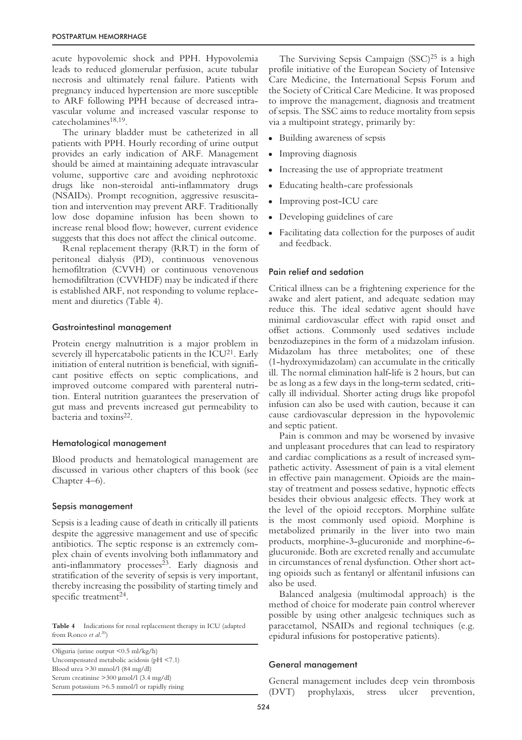acute hypovolemic shock and PPH. Hypovolemia leads to reduced glomerular perfusion, acute tubular necrosis and ultimately renal failure. Patients with pregnancy induced hypertension are more susceptible to ARF following PPH because of decreased intravascular volume and increased vascular response to catecholamines[18,19].

The urinary bladder must be catheterized in all patients with PPH. Hourly recording of urine output provides an early indication of ARF. Management should be aimed at maintaining adequate intravascular volume, supportive care and avoiding nephrotoxic drugs like non-steroidal anti-inflammatory drugs (NSAIDs). Prompt recognition, aggressive resuscitation and intervention may prevent ARF. Traditionally low dose dopamine infusion has been shown to increase renal blood flow; however, current evidence suggests that this does not affect the clinical outcome.

Renal replacement therapy (RRT) in the form of peritoneal dialysis (PD), continuous venovenous hemofiltration (CVVH) or continuous venovenous hemodiafiltration (CVVHDF) may be indicated if there is established ARF, not responding to volume replacement and diuretics (Table 4).

### Gastrointestinal management

Protein energy malnutrition is a major problem in severely ill hypercatabolic patients in the ICU[21]. Early initiation of enteral nutrition is beneficial, with significant positive effects on septic complications, and improved outcome compared with parenteral nutrition. Enteral nutrition guarantees the preservation of gut mass and prevents increased gut permeability to bacteria and toxins[22].

### Hematological management

Blood products and hematological management are discussed in various other chapters of this book (see Chapter 4–6).

### Sepsis management

Sepsis is a leading cause of death in critically ill patients despite the aggressive management and use of specific antibiotics. The septic response is an extremely complex chain of events involving both inflammatory and anti-inflammatory processes[23]. Early diagnosis and stratification of the severity of sepsis is very important, thereby increasing the possibility of starting timely and specific treatment[24].

**Table 4** Indications for renal replacement therapy in ICU (adapted from Ronco *et al.*[20])

| |
|---|
| Oliguria (urine output <0.5 ml/kg/h) |
| Uncompensated metabolic acidosis (pH <7.1) |
| Blood urea >30 mmol/l (84 mg/dl) |
| Serum creatinine >300 μmol/l (3.4 mg/dl) |
| Serum potassium >6.5 mmol/l or rapidly rising |

The Surviving Sepsis Campaign (SSC)[25] is a high profile initiative of the European Society of Intensive Care Medicine, the International Sepsis Forum and the Society of Critical Care Medicine. It was proposed to improve the management, diagnosis and treatment of sepsis. The SSC aims to reduce mortality from sepsis via a multipoint strategy, primarily by:

- Building awareness of sepsis
- Improving diagnosis
- Increasing the use of appropriate treatment
- Educating health-care professionals
- Improving post-ICU care
- Developing guidelines of care
- Facilitating data collection for the purposes of audit and feedback.

### Pain relief and sedation

Critical illness can be a frightening experience for the awake and alert patient, and adequate sedation may reduce this. The ideal sedative agent should have minimal cardiovascular effect with rapid onset and offset actions. Commonly used sedatives include benzodiazepines in the form of a midazolam infusion. Midazolam has three metabolites; one of these (1-hydroxymidazolam) can accumulate in the critically ill. The normal elimination half-life is 2 hours, but can be as long as a few days in the long-term sedated, critically ill individual. Shorter acting drugs like propofol infusion can also be used with caution, because it can cause cardiovascular depression in the hypovolemic and septic patient.

Pain is common and may be worsened by invasive and unpleasant procedures that can lead to respiratory and cardiac complications as a result of increased sympathetic activity. Assessment of pain is a vital element in effective pain management. Opioids are the mainstay of treatment and possess sedative, hypnotic effects besides their obvious analgesic effects. They work at the level of the opioid receptors. Morphine sulfate is the most commonly used opioid. Morphine is metabolized primarily in the liver into two main products, morphine-3-glucuronide and morphine-6-glucuronide. Both are excreted renally and accumulate in circumstances of renal dysfunction. Other short acting opioids such as fentanyl or alfentanil infusions can also be used.

Balanced analgesia (multimodal approach) is the method of choice for moderate pain control wherever possible by using other analgesic techniques such as paracetamol, NSAIDs and regional techniques (e.g. epidural infusions for postoperative patients).

### General management

General management includes deep vein thrombosis (DVT) prophylaxis, stress ulcer prevention,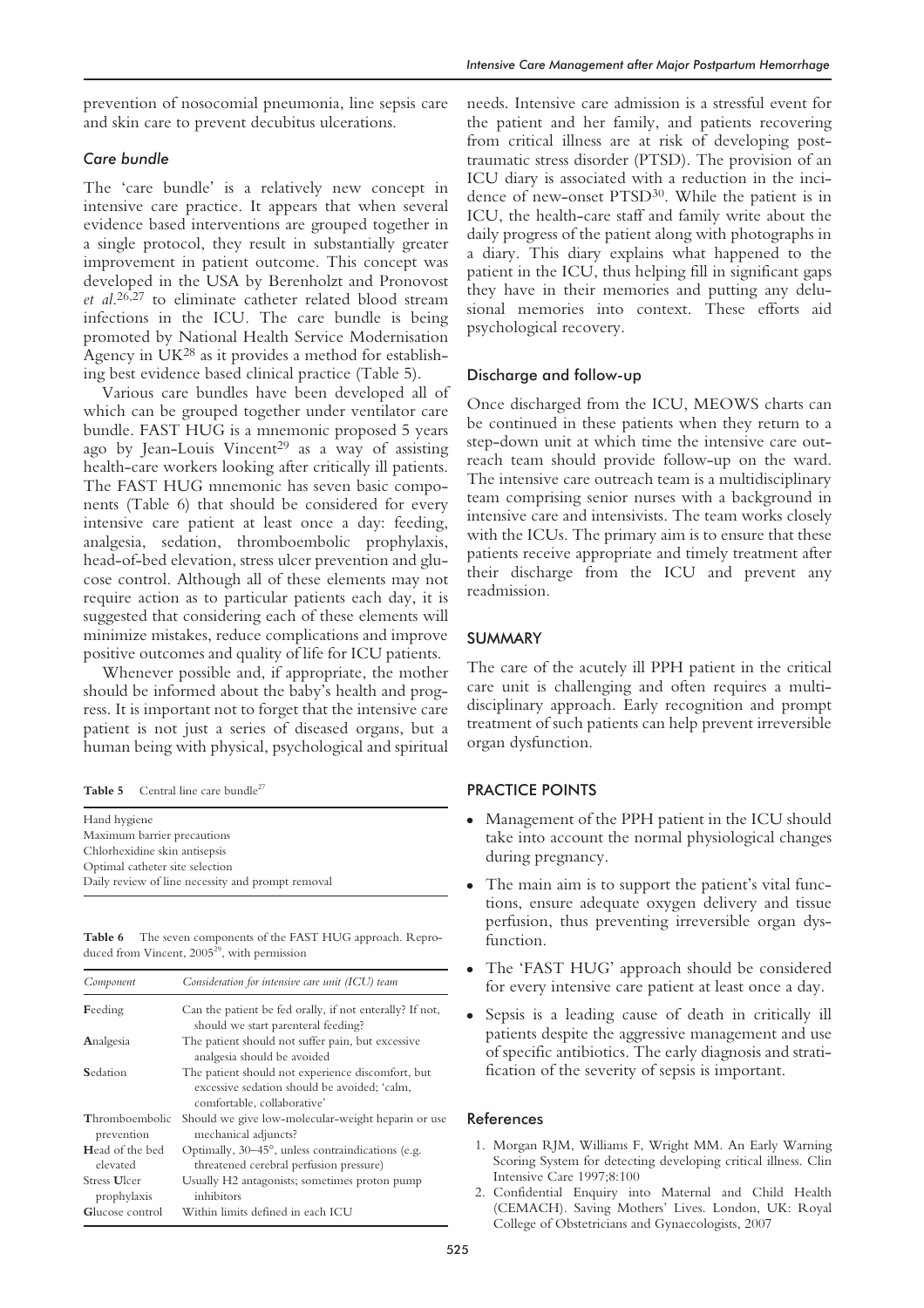prevention of nosocomial pneumonia, line sepsis care and skin care to prevent decubitus ulcerations.

### *Care bundle*

The 'care bundle' is a relatively new concept in intensive care practice. It appears that when several evidence based interventions are grouped together in a single protocol, they result in substantially greater improvement in patient outcome. This concept was developed in the USA by Berenholzt and Pronovost *et al.*[26,27] to eliminate catheter related blood stream infections in the ICU. The care bundle is being promoted by National Health Service Modernisation Agency in UK[28] as it provides a method for establishing best evidence based clinical practice (Table 5).

Various care bundles have been developed all of which can be grouped together under ventilator care bundle. FAST HUG is a mnemonic proposed 5 years ago by Jean-Louis Vincent[29] as a way of assisting health-care workers looking after critically ill patients. The FAST HUG mnemonic has seven basic components (Table 6) that should be considered for every intensive care patient at least once a day: feeding, analgesia, sedation, thromboembolic prophylaxis, head-of-bed elevation, stress ulcer prevention and glucose control. Although all of these elements may not require action as to particular patients each day, it is suggested that considering each of these elements will minimize mistakes, reduce complications and improve positive outcomes and quality of life for ICU patients.

Whenever possible and, if appropriate, the mother should be informed about the baby's health and progress. It is important not to forget that the intensive care patient is not just a series of diseased organs, but a human being with physical, psychological and spiritual needs. Intensive care admission is a stressful event for the patient and her family, and patients recovering from critical illness are at risk of developing post-traumatic stress disorder (PTSD). The provision of an ICU diary is associated with a reduction in the incidence of new-onset PTSD[30]. While the patient is in ICU, the health-care staff and family write about the daily progress of the patient along with photographs in a diary. This diary explains what happened to the patient in the ICU, thus helping fill in significant gaps they have in their memories and putting any delusional memories into context. These efforts aid psychological recovery.

**Table 5** Central line care bundle[27]

| |
|---|
| Hand hygiene |
| Maximum barrier precautions |
| Chlorhexidine skin antisepsis |
| Optimal catheter site selection |
| Daily review of line necessity and prompt removal |

**Table 6** The seven components of the FAST HUG approach. Reproduced from Vincent, 2005[29], with permission

| *Component* | *Consideration for intensive care unit (ICU) team* |
|---|---|
| **F**eeding | Can the patient be fed orally, if not enterally? If not, should we start parenteral feeding? |
| **A**nalgesia | The patient should not suffer pain, but excessive analgesia should be avoided |
| **S**edation | The patient should not experience discomfort, but excessive sedation should be avoided; 'calm, comfortable, collaborative' |
| **T**hromboembolic prevention | Should we give low-molecular-weight heparin or use mechanical adjuncts? |
| **H**ead of the bed elevated | Optimally, 30–45°, unless contraindications (e.g. threatened cerebral perfusion pressure) |
| Stress **U**lcer prophylaxis | Usually H2 antagonists; sometimes proton pump inhibitors |
| **G**lucose control | Within limits defined in each ICU |

### Discharge and follow-up

Once discharged from the ICU, MEOWS charts can be continued in these patients when they return to a step-down unit at which time the intensive care outreach team should provide follow-up on the ward. The intensive care outreach team is a multidisciplinary team comprising senior nurses with a background in intensive care and intensivists. The team works closely with the ICUs. The primary aim is to ensure that these patients receive appropriate and timely treatment after their discharge from the ICU and prevent any readmission.

## SUMMARY

The care of the acutely ill PPH patient in the critical care unit is challenging and often requires a multidisciplinary approach. Early recognition and prompt treatment of such patients can help prevent irreversible organ dysfunction.

## PRACTICE POINTS

- Management of the PPH patient in the ICU should take into account the normal physiological changes during pregnancy.
- The main aim is to support the patient's vital functions, ensure adequate oxygen delivery and tissue perfusion, thus preventing irreversible organ dysfunction.
- The 'FAST HUG' approach should be considered for every intensive care patient at least once a day.
- Sepsis is a leading cause of death in critically ill patients despite the aggressive management and use of specific antibiotics. The early diagnosis and stratification of the severity of sepsis is important.

## References

1. Morgan RJM, Williams F, Wright MM. An Early Warning Scoring System for detecting developing critical illness. Clin Intensive Care 1997;8:100
2. Confidential Enquiry into Maternal and Child Health (CEMACH). Saving Mothers' Lives. London, UK: Royal College of Obstetricians and Gynaecologists, 2007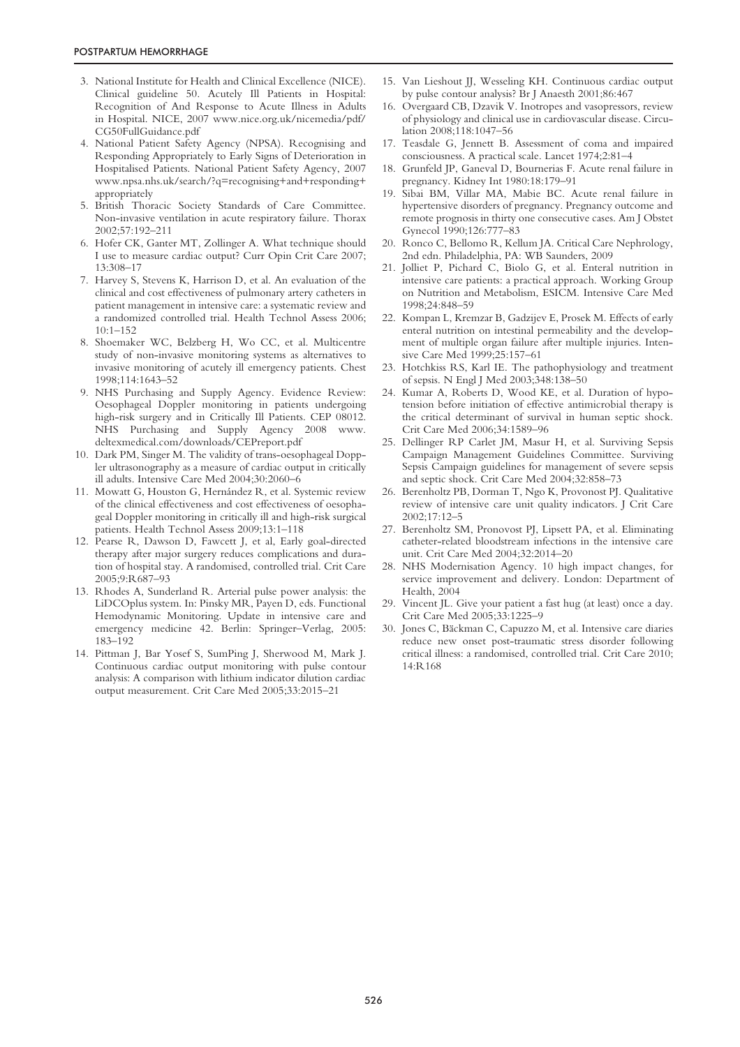3. National Institute for Health and Clinical Excellence (NICE). Clinical guideline 50. Acutely Ill Patients in Hospital: Recognition of And Response to Acute Illness in Adults in Hospital. NICE, 2007 www.nice.org.uk/nicemedia/pdf/CG50FullGuidance.pdf
4. National Patient Safety Agency (NPSA). Recognising and Responding Appropriately to Early Signs of Deterioration in Hospitalised Patients. National Patient Safety Agency, 2007 www.npsa.nhs.uk/search/?q=recognising+and+responding+appropriately
5. British Thoracic Society Standards of Care Committee. Non-invasive ventilation in acute respiratory failure. Thorax 2002;57:192–211
6. Hofer CK, Ganter MT, Zollinger A. What technique should I use to measure cardiac output? Curr Opin Crit Care 2007; 13:308–17
7. Harvey S, Stevens K, Harrison D, et al. An evaluation of the clinical and cost effectiveness of pulmonary artery catheters in patient management in intensive care: a systematic review and a randomized controlled trial. Health Technol Assess 2006; 10:1–152
8. Shoemaker WC, Belzberg H, Wo CC, et al. Multicentre study of non-invasive monitoring systems as alternatives to invasive monitoring of acutely ill emergency patients. Chest 1998;114:1643–52
9. NHS Purchasing and Supply Agency. Evidence Review: Oesophageal Doppler monitoring in patients undergoing high-risk surgery and in Critically Ill Patients. CEP 08012. NHS Purchasing and Supply Agency 2008 www.deltexmedical.com/downloads/CEPreport.pdf
10. Dark PM, Singer M. The validity of trans-oesophageal Doppler ultrasonography as a measure of cardiac output in critically ill adults. Intensive Care Med 2004;30:2060–6
11. Mowatt G, Houston G, Hernández R, et al. Systemic review of the clinical effectiveness and cost effectiveness of oesophageal Doppler monitoring in critically ill and high-risk surgical patients. Health Technol Assess 2009;13:1–118
12. Pearse R, Dawson D, Fawcett J, et al, Early goal-directed therapy after major surgery reduces complications and duration of hospital stay. A randomised, controlled trial. Crit Care 2005;9:R687–93
13. Rhodes A, Sunderland R. Arterial pulse power analysis: the LiDCOplus system. In: Pinsky MR, Payen D, eds. Functional Hemodynamic Monitoring. Update in intensive care and emergency medicine 42. Berlin: Springer–Verlag, 2005: 183–192
14. Pittman J, Bar Yosef S, SumPing J, Sherwood M, Mark J. Continuous cardiac output monitoring with pulse contour analysis: A comparison with lithium indicator dilution cardiac output measurement. Crit Care Med 2005;33:2015–21
15. Van Lieshout JJ, Wesseling KH. Continuous cardiac output by pulse contour analysis? Br J Anaesth 2001;86:467
16. Overgaard CB, Dzavik V. Inotropes and vasopressors, review of physiology and clinical use in cardiovascular disease. Circulation 2008;118:1047–56
17. Teasdale G, Jennett B. Assessment of coma and impaired consciousness. A practical scale. Lancet 1974;2:81–4
18. Grunfeld JP, Ganeval D, Bournerias F. Acute renal failure in pregnancy. Kidney Int 1980:18:179–91
19. Sibai BM, Villar MA, Mabie BC. Acute renal failure in hypertensive disorders of pregnancy. Pregnancy outcome and remote prognosis in thirty one consecutive cases. Am J Obstet Gynecol 1990;126:777–83
20. Ronco C, Bellomo R, Kellum JA. Critical Care Nephrology, 2nd edn. Philadelphia, PA: WB Saunders, 2009
21. Jolliet P, Pichard C, Biolo G, et al. Enteral nutrition in intensive care patients: a practical approach. Working Group on Nutrition and Metabolism, ESICM. Intensive Care Med 1998;24:848–59
22. Kompan L, Kremzar B, Gadzijev E, Prosek M. Effects of early enteral nutrition on intestinal permeability and the development of multiple organ failure after multiple injuries. Intensive Care Med 1999;25:157–61
23. Hotchkiss RS, Karl IE. The pathophysiology and treatment of sepsis. N Engl J Med 2003;348:138–50
24. Kumar A, Roberts D, Wood KE, et al. Duration of hypotension before initiation of effective antimicrobial therapy is the critical determinant of survival in human septic shock. Crit Care Med 2006;34:1589–96
25. Dellinger RP Carlet JM, Masur H, et al. Surviving Sepsis Campaign Management Guidelines Committee. Surviving Sepsis Campaign guidelines for management of severe sepsis and septic shock. Crit Care Med 2004;32:858–73
26. Berenholtz PB, Dorman T, Ngo K, Provonost PJ. Qualitative review of intensive care unit quality indicators. J Crit Care 2002;17:12–5
27. Berenholtz SM, Pronovost PJ, Lipsett PA, et al. Eliminating catheter-related bloodstream infections in the intensive care unit. Crit Care Med 2004;32:2014–20
28. NHS Modernisation Agency. 10 high impact changes, for service improvement and delivery. London: Department of Health, 2004
29. Vincent JL. Give your patient a fast hug (at least) once a day. Crit Care Med 2005;33:1225–9
30. Jones C, Bäckman C, Capuzzo M, et al. Intensive care diaries reduce new onset post-traumatic stress disorder following critical illness: a randomised, controlled trial. Crit Care 2010; 14:R168